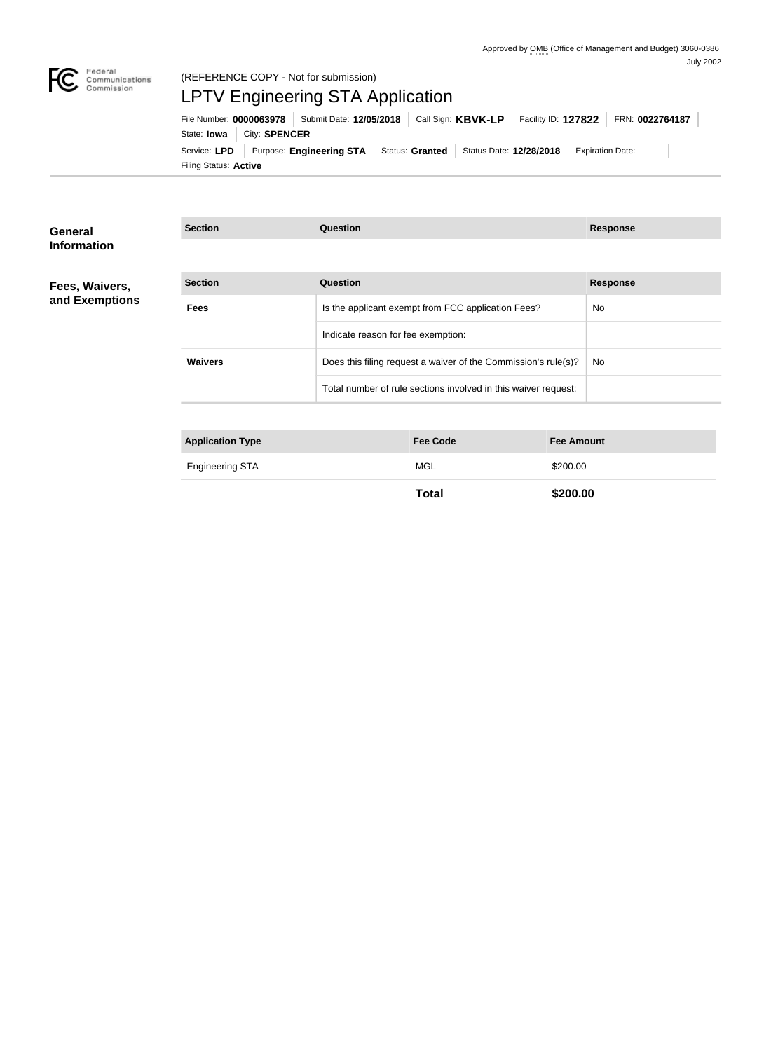Approved by OMB (Office of Management and Budget) 3060-0386
July 2002

Federal Communications Commission

(REFERENCE COPY - Not for submission)

# LPTV Engineering STA Application

File Number: **0000063978** | Submit Date: **12/05/2018** | Call Sign: **KBVK-LP** | Facility ID: **127822** | FRN: **0022764187**

State: **Iowa** | City: **SPENCER**

Service: **LPD** | Purpose: **Engineering STA** | Status: **Granted** | Status Date: **12/28/2018** | Expiration Date:

Filing Status: **Active**

## General Information

| Section | Question | Response |
| --- | --- | --- |

## Fees, Waivers, and Exemptions

| Section | Question | Response |
| --- | --- | --- |
| **Fees** | Is the applicant exempt from FCC application Fees? | No |
| | Indicate reason for fee exemption: | |
| **Waivers** | Does this filing request a waiver of the Commission's rule(s)? | No |
| | Total number of rule sections involved in this waiver request: | |

| Application Type | Fee Code | Fee Amount |
| --- | --- | --- |
| Engineering STA | MGL | $200.00 |
| | **Total** | **$200.00** |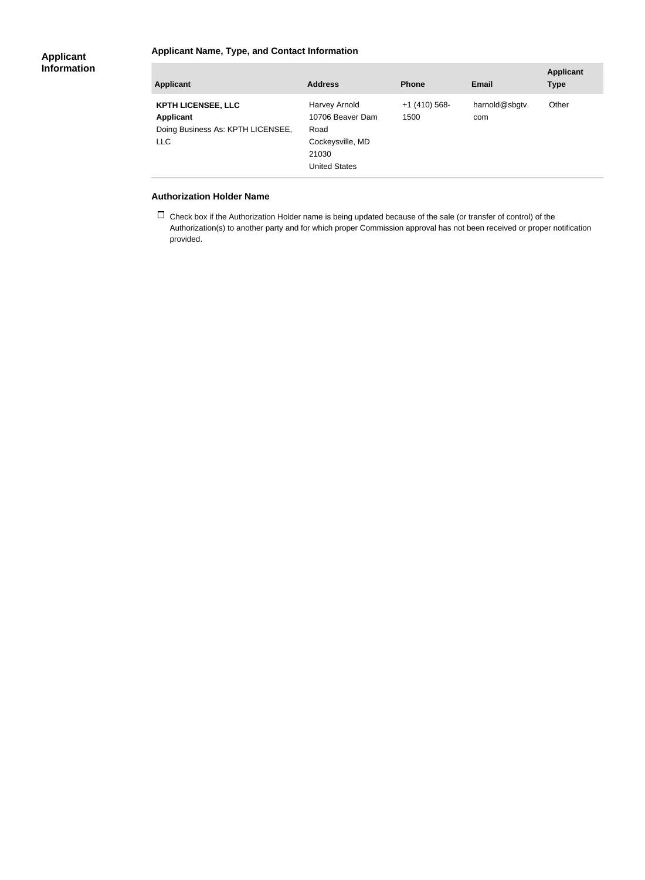## Applicant Information

### Applicant Name, Type, and Contact Information

| Applicant | Address | Phone | Email | Applicant Type |
|---|---|---|---|---|
| **KPTH LICENSEE, LLC**<br>**Applicant**<br>Doing Business As: KPTH LICENSEE, LLC | Harvey Arnold<br>10706 Beaver Dam Road<br>Cockeysville, MD 21030<br>United States | +1 (410) 568-1500 | harnold@sbgtv.com | Other |

### Authorization Holder Name

☐ Check box if the Authorization Holder name is being updated because of the sale (or transfer of control) of the Authorization(s) to another party and for which proper Commission approval has not been received or proper notification provided.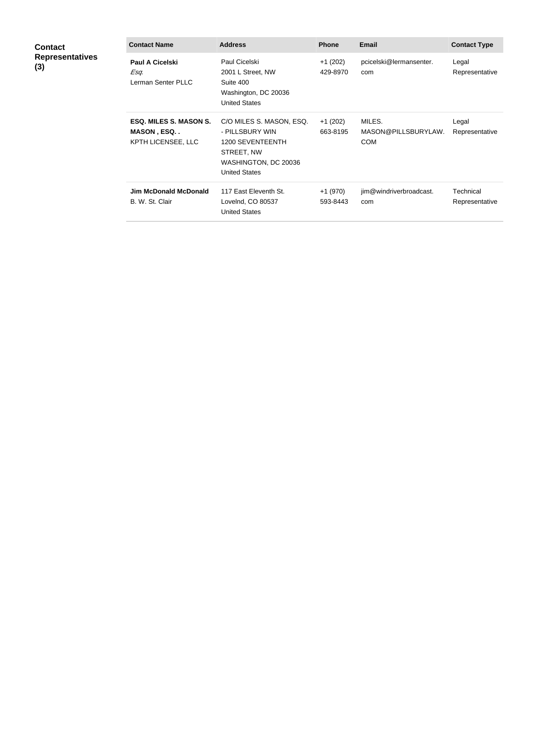**Contact Representatives (3)**

| Contact Name | Address | Phone | Email | Contact Type |
|---|---|---|---|---|
| **Paul A Cicelski** *Esq.* Lerman Senter PLLC | Paul Cicelski 2001 L Street, NW Suite 400 Washington, DC 20036 United States | +1 (202) 429-8970 | pcicelski@lermansenter.com | Legal Representative |
| **ESQ. MILES S. MASON S. MASON , ESQ. .** KPTH LICENSEE, LLC | C/O MILES S. MASON, ESQ. - PILLSBURY WIN 1200 SEVENTEENTH STREET, NW WASHINGTON, DC 20036 United States | +1 (202) 663-8195 | MILES.MASON@PILLSBURYLAW.COM | Legal Representative |
| **Jim McDonald McDonald** B. W. St. Clair | 117 East Eleventh St. Lovelnd, CO 80537 United States | +1 (970) 593-8443 | jim@windriverbroadcast.com | Technical Representative |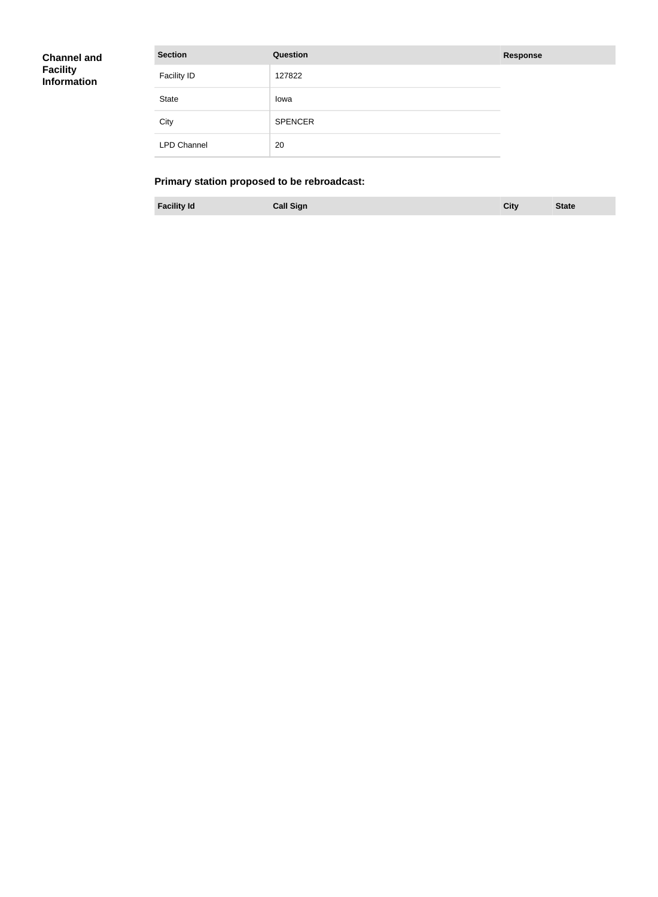**Channel and Facility Information**

| Section | Question | Response |
| --- | --- | --- |
| Facility ID | 127822 | |
| State | Iowa | |
| City | SPENCER | |
| LPD Channel | 20 | |

### Primary station proposed to be rebroadcast:

| Facility Id | Call Sign | City | State |
| --- | --- | --- | --- |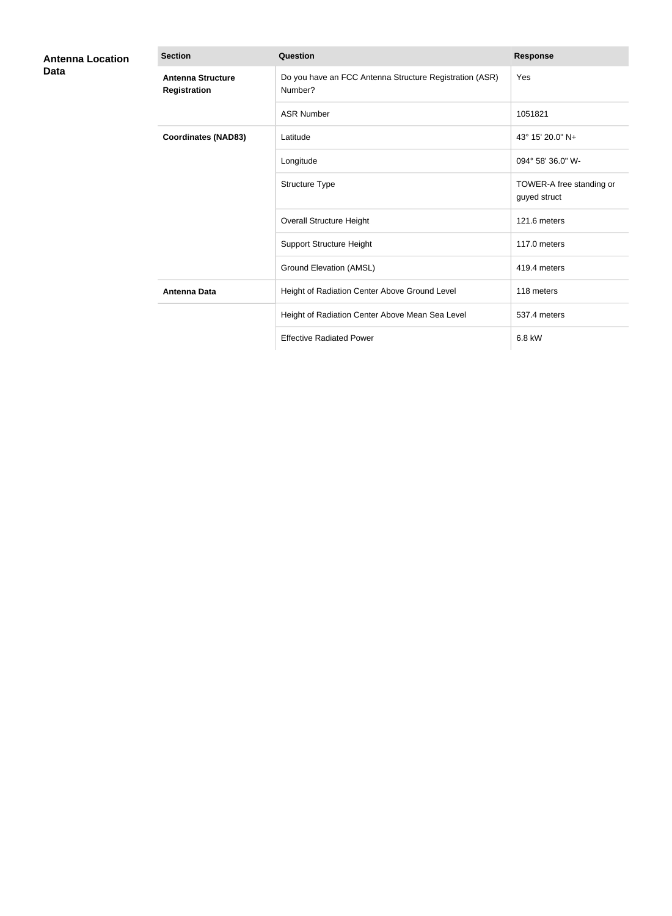## Antenna Location Data

| Section | Question | Response |
|---|---|---|
| **Antenna Structure Registration** | Do you have an FCC Antenna Structure Registration (ASR) Number? | Yes |
| | ASR Number | 1051821 |
| **Coordinates (NAD83)** | Latitude | 43° 15' 20.0" N+ |
| | Longitude | 094° 58' 36.0" W- |
| | Structure Type | TOWER-A free standing or guyed struct |
| | Overall Structure Height | 121.6 meters |
| | Support Structure Height | 117.0 meters |
| | Ground Elevation (AMSL) | 419.4 meters |
| **Antenna Data** | Height of Radiation Center Above Ground Level | 118 meters |
| | Height of Radiation Center Above Mean Sea Level | 537.4 meters |
| | Effective Radiated Power | 6.8 kW |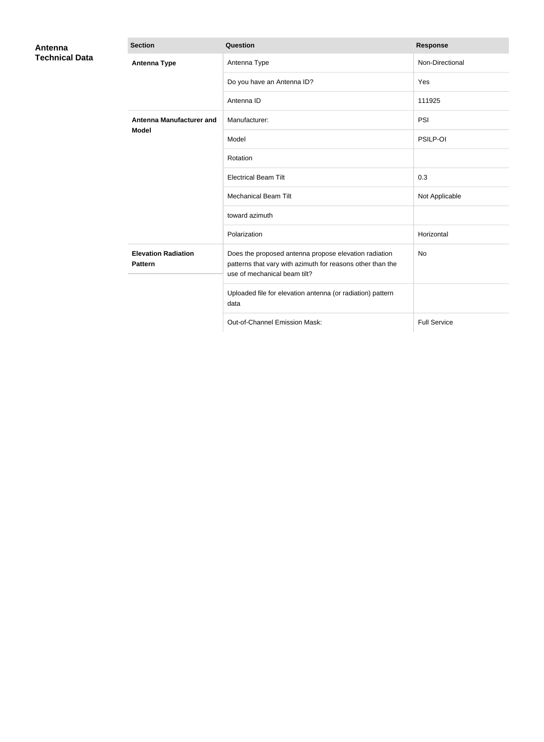## Antenna Technical Data

| Section | Question | Response |
|---|---|---|
| **Antenna Type** | Antenna Type | Non-Directional |
| | Do you have an Antenna ID? | Yes |
| | Antenna ID | 111925 |
| **Antenna Manufacturer and Model** | Manufacturer: | PSI |
| | Model | PSILP-OI |
| | Rotation | |
| | Electrical Beam Tilt | 0.3 |
| | Mechanical Beam Tilt | Not Applicable |
| | toward azimuth | |
| | Polarization | Horizontal |
| **Elevation Radiation Pattern** | Does the proposed antenna propose elevation radiation patterns that vary with azimuth for reasons other than the use of mechanical beam tilt? | No |
| | Uploaded file for elevation antenna (or radiation) pattern data | |
| | Out-of-Channel Emission Mask: | Full Service |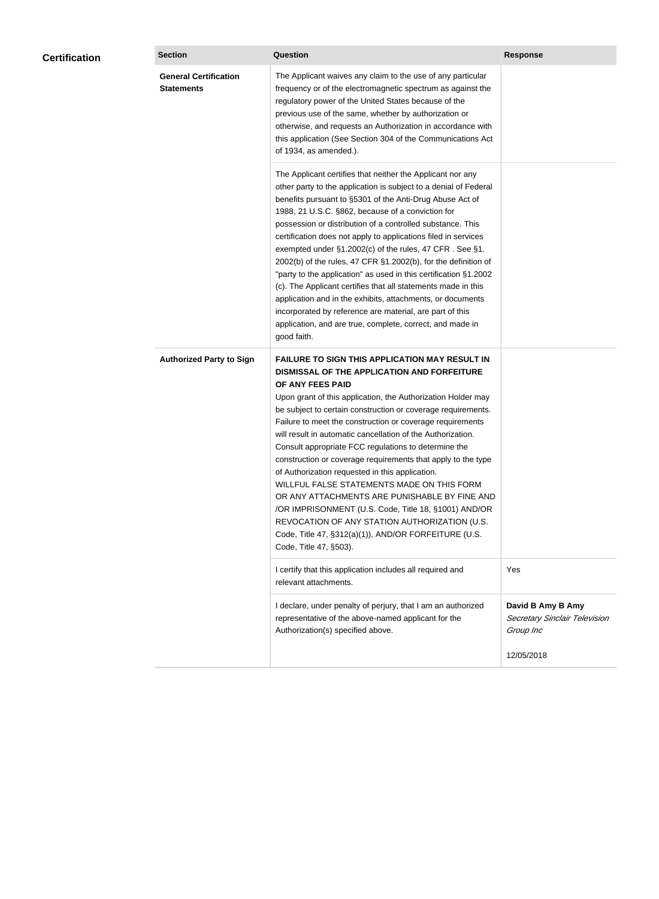## Certification

| Section | Question | Response |
| --- | --- | --- |
| **General Certification Statements** | The Applicant waives any claim to the use of any particular frequency or of the electromagnetic spectrum as against the regulatory power of the United States because of the previous use of the same, whether by authorization or otherwise, and requests an Authorization in accordance with this application (See Section 304 of the Communications Act of 1934, as amended.). | |
| | The Applicant certifies that neither the Applicant nor any other party to the application is subject to a denial of Federal benefits pursuant to §5301 of the Anti-Drug Abuse Act of 1988, 21 U.S.C. §862, because of a conviction for possession or distribution of a controlled substance. This certification does not apply to applications filed in services exempted under §1.2002(c) of the rules, 47 CFR . See §1. 2002(b) of the rules, 47 CFR §1.2002(b), for the definition of "party to the application" as used in this certification §1.2002 (c). The Applicant certifies that all statements made in this application and in the exhibits, attachments, or documents incorporated by reference are material, are part of this application, and are true, complete, correct, and made in good faith. | |
| **Authorized Party to Sign** | **FAILURE TO SIGN THIS APPLICATION MAY RESULT IN DISMISSAL OF THE APPLICATION AND FORFEITURE OF ANY FEES PAID** Upon grant of this application, the Authorization Holder may be subject to certain construction or coverage requirements. Failure to meet the construction or coverage requirements will result in automatic cancellation of the Authorization. Consult appropriate FCC regulations to determine the construction or coverage requirements that apply to the type of Authorization requested in this application. WILLFUL FALSE STATEMENTS MADE ON THIS FORM OR ANY ATTACHMENTS ARE PUNISHABLE BY FINE AND /OR IMPRISONMENT (U.S. Code, Title 18, §1001) AND/OR REVOCATION OF ANY STATION AUTHORIZATION (U.S. Code, Title 47, §312(a)(1)), AND/OR FORFEITURE (U.S. Code, Title 47, §503). | |
| | I certify that this application includes all required and relevant attachments. | Yes |
| | I declare, under penalty of perjury, that I am an authorized representative of the above-named applicant for the Authorization(s) specified above. | **David B Amy B Amy** *Secretary Sinclair Television Group Inc* 12/05/2018 |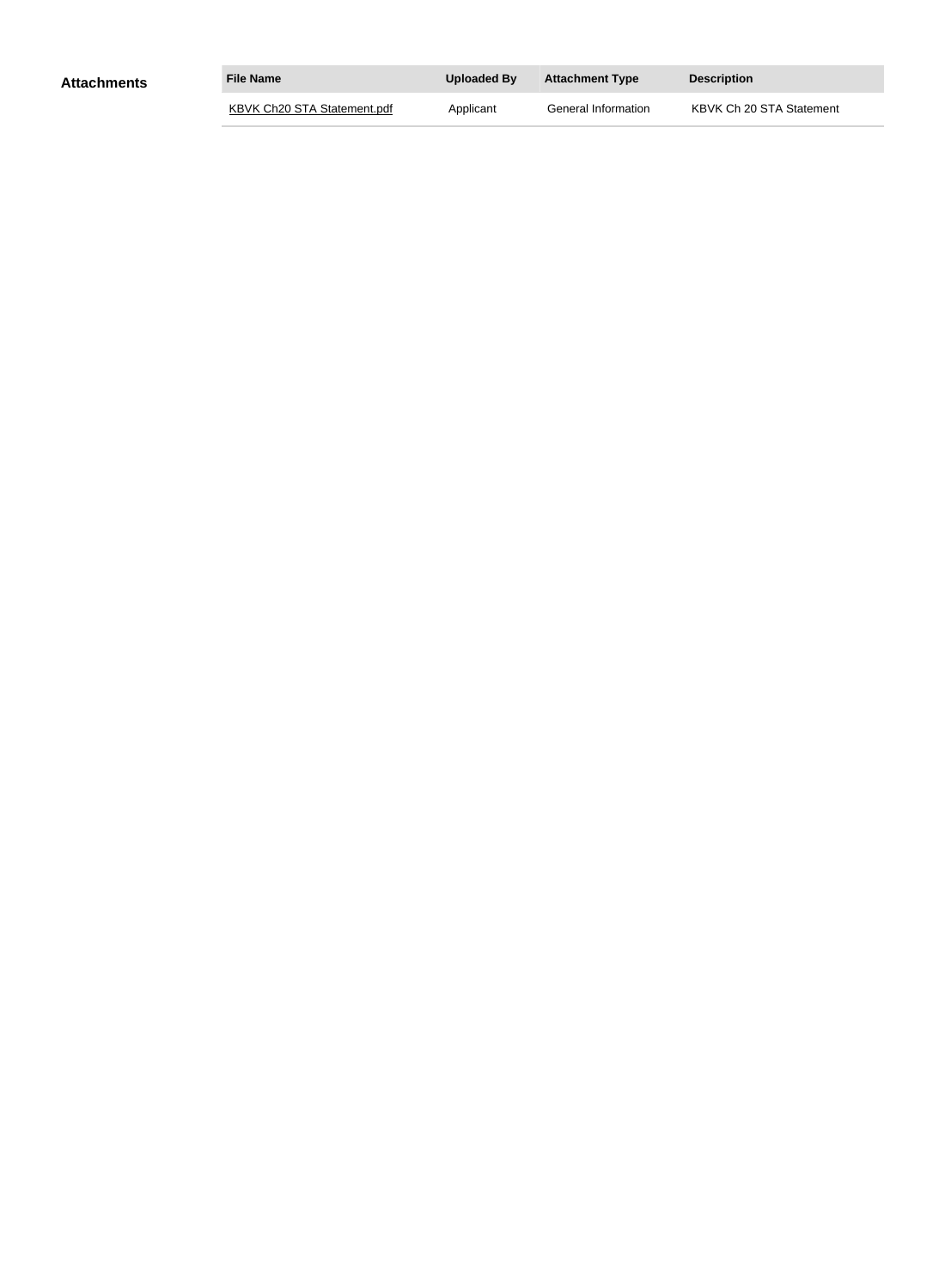**Attachments**

| File Name | Uploaded By | Attachment Type | Description |
| --- | --- | --- | --- |
| KBVK Ch20 STA Statement.pdf | Applicant | General Information | KBVK Ch 20 STA Statement |